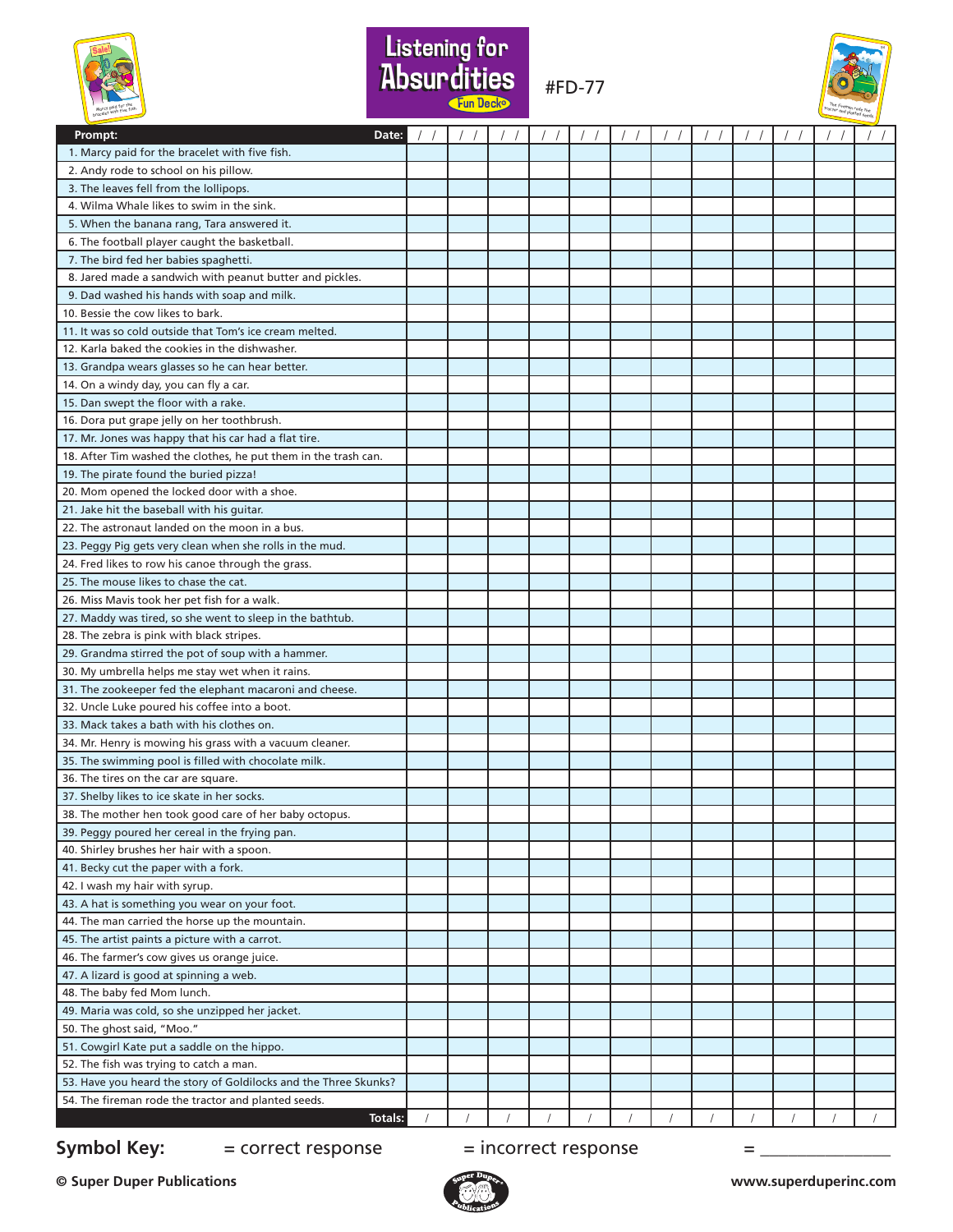# Listening for Absurdities

Fun Deck® #FD-77

| Prompt: Date: | / / | / / | / / | / / | / / | / / | / / | / / | / / | / / | / / | / / |
|---|---|---|---|---|---|---|---|---|---|---|---|---|
| 1. Marcy paid for the bracelet with five fish. | | | | | | | | | | | | |
| 2. Andy rode to school on his pillow. | | | | | | | | | | | | |
| 3. The leaves fell from the lollipops. | | | | | | | | | | | | |
| 4. Wilma Whale likes to swim in the sink. | | | | | | | | | | | | |
| 5. When the banana rang, Tara answered it. | | | | | | | | | | | | |
| 6. The football player caught the basketball. | | | | | | | | | | | | |
| 7. The bird fed her babies spaghetti. | | | | | | | | | | | | |
| 8. Jared made a sandwich with peanut butter and pickles. | | | | | | | | | | | | |
| 9. Dad washed his hands with soap and milk. | | | | | | | | | | | | |
| 10. Bessie the cow likes to bark. | | | | | | | | | | | | |
| 11. It was so cold outside that Tom's ice cream melted. | | | | | | | | | | | | |
| 12. Karla baked the cookies in the dishwasher. | | | | | | | | | | | | |
| 13. Grandpa wears glasses so he can hear better. | | | | | | | | | | | | |
| 14. On a windy day, you can fly a car. | | | | | | | | | | | | |
| 15. Dan swept the floor with a rake. | | | | | | | | | | | | |
| 16. Dora put grape jelly on her toothbrush. | | | | | | | | | | | | |
| 17. Mr. Jones was happy that his car had a flat tire. | | | | | | | | | | | | |
| 18. After Tim washed the clothes, he put them in the trash can. | | | | | | | | | | | | |
| 19. The pirate found the buried pizza! | | | | | | | | | | | | |
| 20. Mom opened the locked door with a shoe. | | | | | | | | | | | | |
| 21. Jake hit the baseball with his guitar. | | | | | | | | | | | | |
| 22. The astronaut landed on the moon in a bus. | | | | | | | | | | | | |
| 23. Peggy Pig gets very clean when she rolls in the mud. | | | | | | | | | | | | |
| 24. Fred likes to row his canoe through the grass. | | | | | | | | | | | | |
| 25. The mouse likes to chase the cat. | | | | | | | | | | | | |
| 26. Miss Mavis took her pet fish for a walk. | | | | | | | | | | | | |
| 27. Maddy was tired, so she went to sleep in the bathtub. | | | | | | | | | | | | |
| 28. The zebra is pink with black stripes. | | | | | | | | | | | | |
| 29. Grandma stirred the pot of soup with a hammer. | | | | | | | | | | | | |
| 30. My umbrella helps me stay wet when it rains. | | | | | | | | | | | | |
| 31. The zookeeper fed the elephant macaroni and cheese. | | | | | | | | | | | | |
| 32. Uncle Luke poured his coffee into a boot. | | | | | | | | | | | | |
| 33. Mack takes a bath with his clothes on. | | | | | | | | | | | | |
| 34. Mr. Henry is mowing his grass with a vacuum cleaner. | | | | | | | | | | | | |
| 35. The swimming pool is filled with chocolate milk. | | | | | | | | | | | | |
| 36. The tires on the car are square. | | | | | | | | | | | | |
| 37. Shelby likes to ice skate in her socks. | | | | | | | | | | | | |
| 38. The mother hen took good care of her baby octopus. | | | | | | | | | | | | |
| 39. Peggy poured her cereal in the frying pan. | | | | | | | | | | | | |
| 40. Shirley brushes her hair with a spoon. | | | | | | | | | | | | |
| 41. Becky cut the paper with a fork. | | | | | | | | | | | | |
| 42. I wash my hair with syrup. | | | | | | | | | | | | |
| 43. A hat is something you wear on your foot. | | | | | | | | | | | | |
| 44. The man carried the horse up the mountain. | | | | | | | | | | | | |
| 45. The artist paints a picture with a carrot. | | | | | | | | | | | | |
| 46. The farmer's cow gives us orange juice. | | | | | | | | | | | | |
| 47. A lizard is good at spinning a web. | | | | | | | | | | | | |
| 48. The baby fed Mom lunch. | | | | | | | | | | | | |
| 49. Maria was cold, so she unzipped her jacket. | | | | | | | | | | | | |
| 50. The ghost said, "Moo." | | | | | | | | | | | | |
| 51. Cowgirl Kate put a saddle on the hippo. | | | | | | | | | | | | |
| 52. The fish was trying to catch a man. | | | | | | | | | | | | |
| 53. Have you heard the story of Goldilocks and the Three Skunks? | | | | | | | | | | | | |
| 54. The fireman rode the tractor and planted seeds. | | | | | | | | | | | | |
| Totals: | / | / | / | / | / | / | / | / | / | / | / | / |

**Symbol Key:** = correct response = incorrect response = _______________

**© Super Duper Publications** **www.superduperinc.com**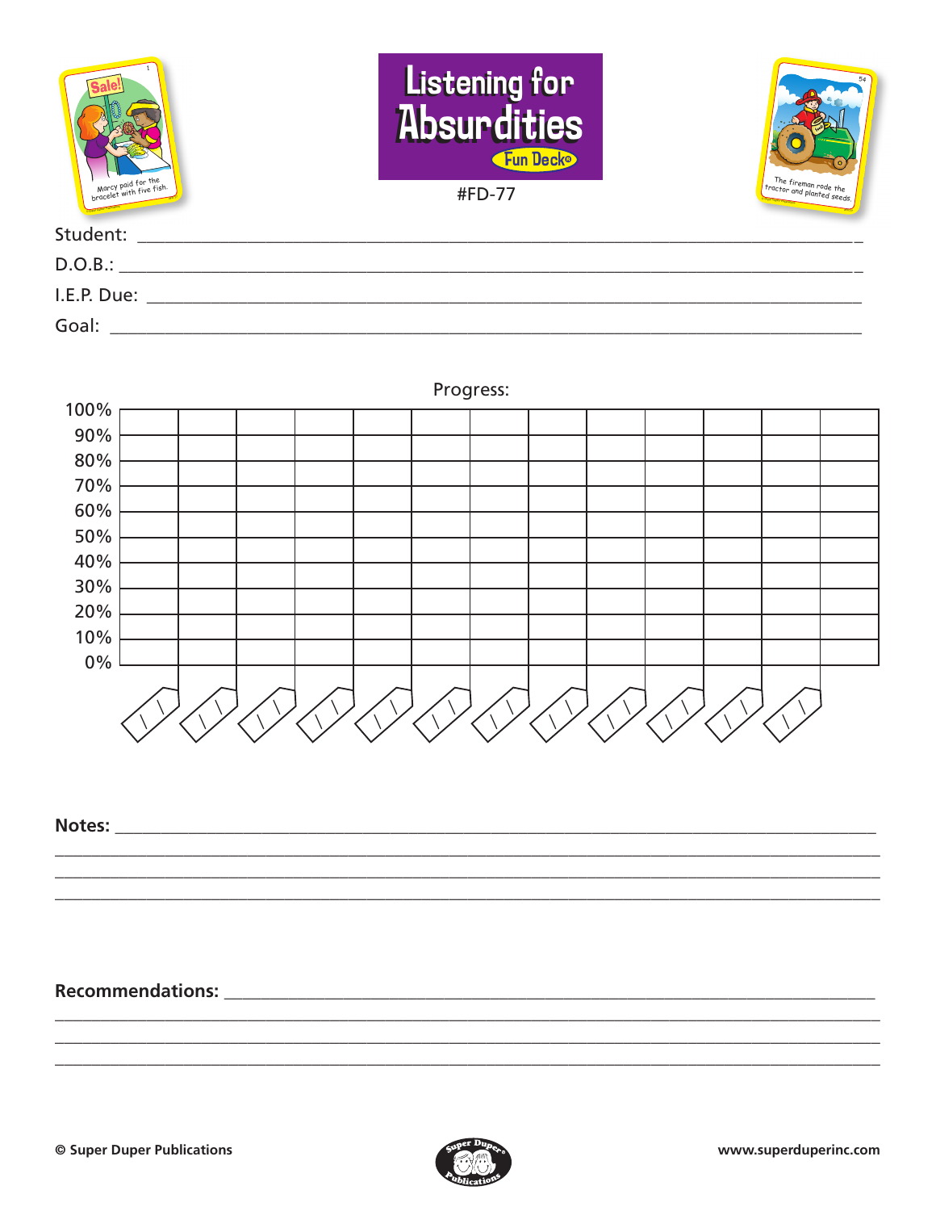# Listening for Absurdities

Fun Deck®

#FD-77

Marcy paid for the bracelet with five fish.

The fireman rode the tractor and planted seeds.

Student: ___________________________________________

D.O.B.: ___________________________________________

I.E.P. Due: ___________________________________________

Goal: ___________________________________________

Progress:

100%
90%
80%
70%
60%
50%
40%
30%
20%
10%
0%

**Notes:** ___________________________________________

___________________________________________

___________________________________________

___________________________________________

**Recommendations:** ___________________________________________

___________________________________________

___________________________________________

___________________________________________

**© Super Duper Publications**

**www.superduperinc.com**